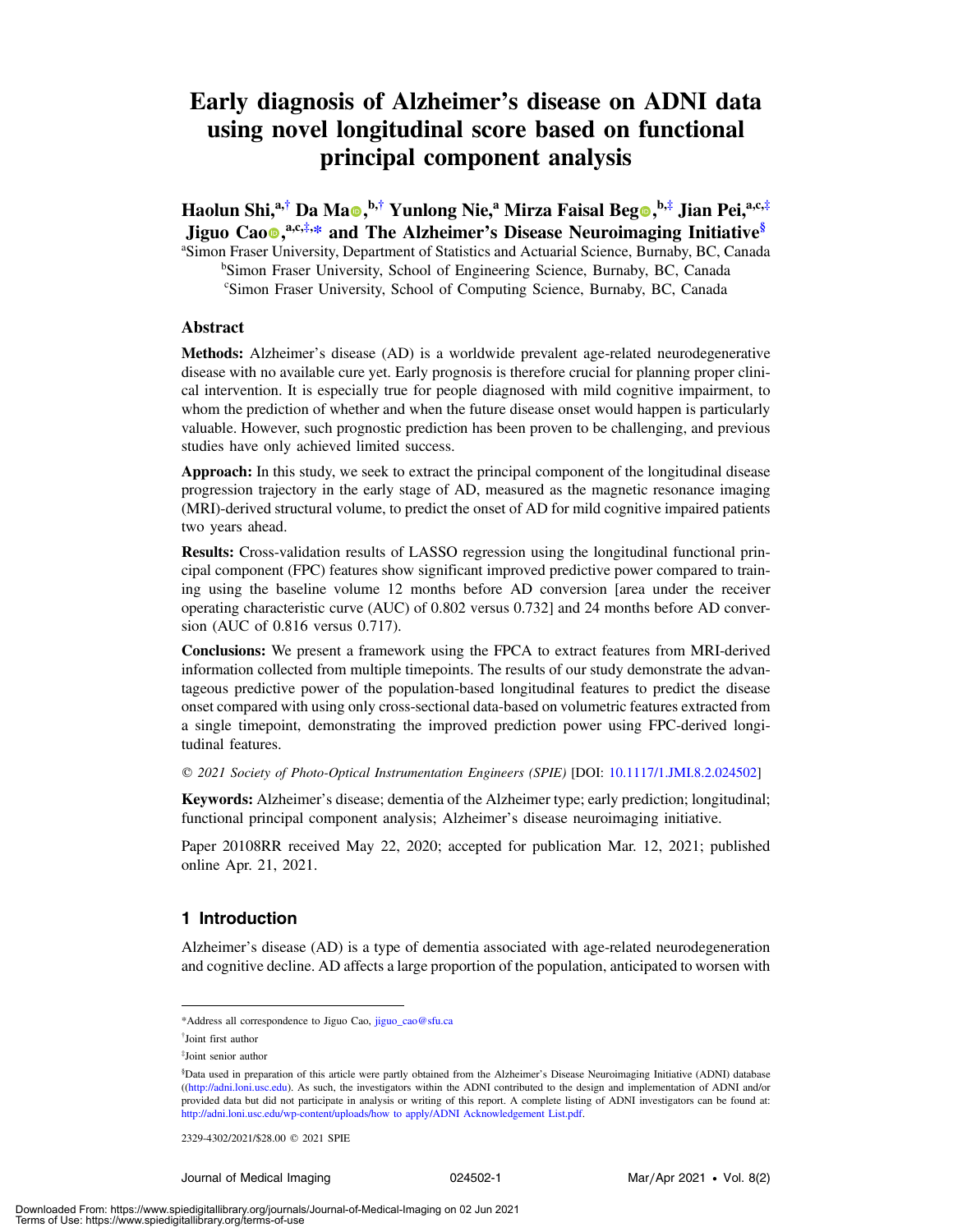# Early diagnosis of Alzheimer's disease on ADNI data using novel longitudinal score based on functional principal component analysis

**Haolun Shi,[a,†] Da Ma,[b,†] Yunlong Nie,[a] Mirza Faisal Beg,[b,‡] Jian Pei,[a,c,‡] Jiguo Cao,[a,c,‡,*] and The Alzheimer's Disease Neuroimaging Initiative[§]**

[a]Simon Fraser University, Department of Statistics and Actuarial Science, Burnaby, BC, Canada
[b]Simon Fraser University, School of Engineering Science, Burnaby, BC, Canada
[c]Simon Fraser University, School of Computing Science, Burnaby, BC, Canada

## Abstract

**Methods:** Alzheimer's disease (AD) is a worldwide prevalent age-related neurodegenerative disease with no available cure yet. Early prognosis is therefore crucial for planning proper clinical intervention. It is especially true for people diagnosed with mild cognitive impairment, to whom the prediction of whether and when the future disease onset would happen is particularly valuable. However, such prognostic prediction has been proven to be challenging, and previous studies have only achieved limited success.

**Approach:** In this study, we seek to extract the principal component of the longitudinal disease progression trajectory in the early stage of AD, measured as the magnetic resonance imaging (MRI)-derived structural volume, to predict the onset of AD for mild cognitive impaired patients two years ahead.

**Results:** Cross-validation results of LASSO regression using the longitudinal functional principal component (FPC) features show significant improved predictive power compared to training using the baseline volume 12 months before AD conversion [area under the receiver operating characteristic curve (AUC) of 0.802 versus 0.732] and 24 months before AD conversion (AUC of 0.816 versus 0.717).

**Conclusions:** We present a framework using the FPCA to extract features from MRI-derived information collected from multiple timepoints. The results of our study demonstrate the advantageous predictive power of the population-based longitudinal features to predict the disease onset compared with using only cross-sectional data-based on volumetric features extracted from a single timepoint, demonstrating the improved prediction power using FPC-derived longitudinal features.

*© 2021 Society of Photo-Optical Instrumentation Engineers (SPIE)* [DOI: 10.1117/1.JMI.8.2.024502]

**Keywords:** Alzheimer's disease; dementia of the Alzheimer type; early prediction; longitudinal; functional principal component analysis; Alzheimer's disease neuroimaging initiative.

Paper 20108RR received May 22, 2020; accepted for publication Mar. 12, 2021; published online Apr. 21, 2021.

## 1 Introduction

Alzheimer's disease (AD) is a type of dementia associated with age-related neurodegeneration and cognitive decline. AD affects a large proportion of the population, anticipated to worsen with

---

*Address all correspondence to Jiguo Cao, jiguo_cao@sfu.ca

[†]Joint first author

[‡]Joint senior author

[§]Data used in preparation of this article were partly obtained from the Alzheimer's Disease Neuroimaging Initiative (ADNI) database ((http://adni.loni.usc.edu). As such, the investigators within the ADNI contributed to the design and implementation of ADNI and/or provided data but did not participate in analysis or writing of this report. A complete listing of ADNI investigators can be found at: http://adni.loni.usc.edu/wp-content/uploads/how to apply/ADNI Acknowledgement List.pdf.

2329-4302/2021/$28.00 © 2021 SPIE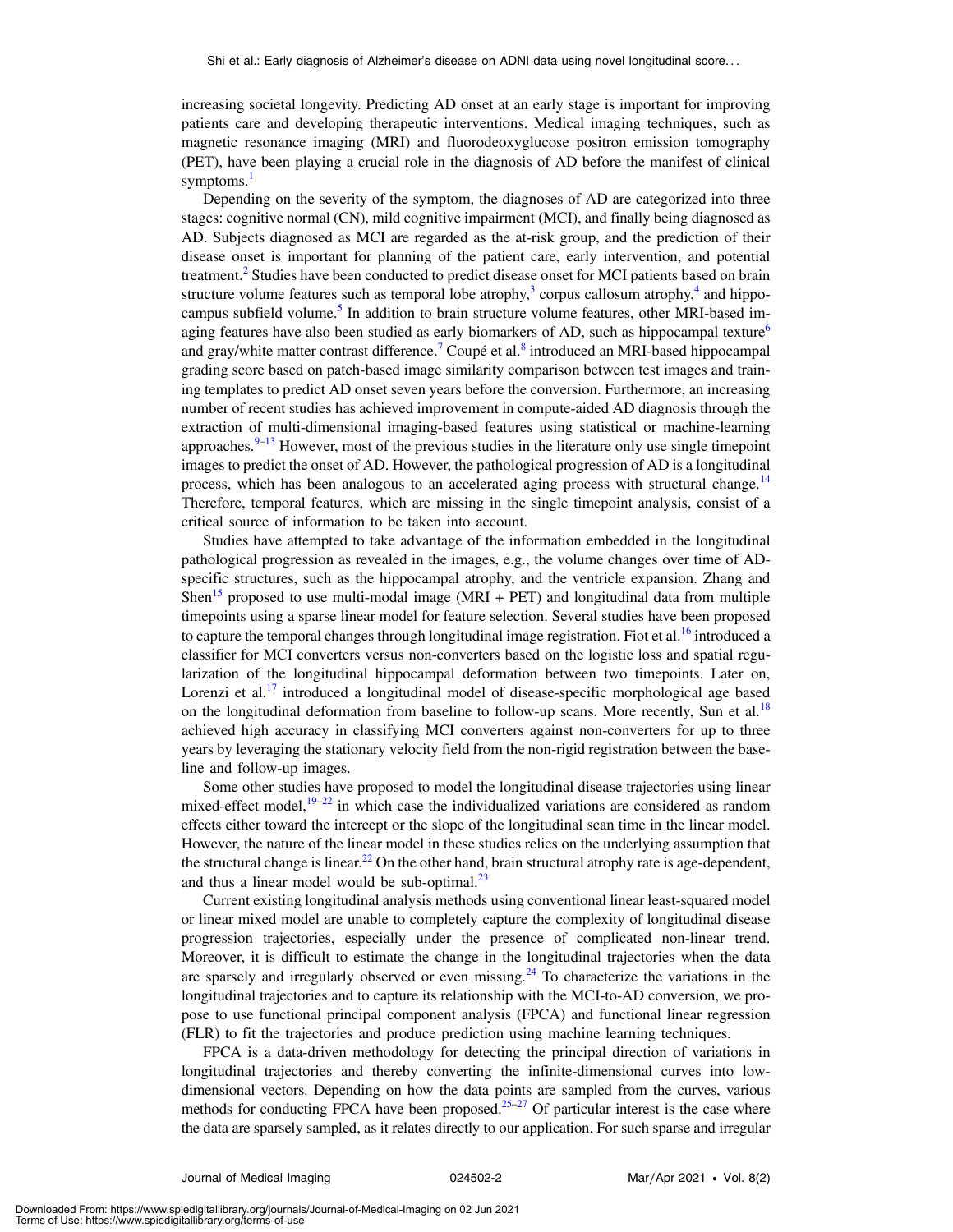increasing societal longevity. Predicting AD onset at an early stage is important for improving patients care and developing therapeutic interventions. Medical imaging techniques, such as magnetic resonance imaging (MRI) and fluorodeoxyglucose positron emission tomography (PET), have been playing a crucial role in the diagnosis of AD before the manifest of clinical symptoms.[1]

Depending on the severity of the symptom, the diagnoses of AD are categorized into three stages: cognitive normal (CN), mild cognitive impairment (MCI), and finally being diagnosed as AD. Subjects diagnosed as MCI are regarded as the at-risk group, and the prediction of their disease onset is important for planning of the patient care, early intervention, and potential treatment.[2] Studies have been conducted to predict disease onset for MCI patients based on brain structure volume features such as temporal lobe atrophy,[3] corpus callosum atrophy,[4] and hippocampus subfield volume.[5] In addition to brain structure volume features, other MRI-based imaging features have also been studied as early biomarkers of AD, such as hippocampal texture[6] and gray/white matter contrast difference.[7] Coupé et al.[8] introduced an MRI-based hippocampal grading score based on patch-based image similarity comparison between test images and training templates to predict AD onset seven years before the conversion. Furthermore, an increasing number of recent studies has achieved improvement in compute-aided AD diagnosis through the extraction of multi-dimensional imaging-based features using statistical or machine-learning approaches.[9–13] However, most of the previous studies in the literature only use single timepoint images to predict the onset of AD. However, the pathological progression of AD is a longitudinal process, which has been analogous to an accelerated aging process with structural change.[14] Therefore, temporal features, which are missing in the single timepoint analysis, consist of a critical source of information to be taken into account.

Studies have attempted to take advantage of the information embedded in the longitudinal pathological progression as revealed in the images, e.g., the volume changes over time of AD-specific structures, such as the hippocampal atrophy, and the ventricle expansion. Zhang and Shen[15] proposed to use multi-modal image (MRI + PET) and longitudinal data from multiple timepoints using a sparse linear model for feature selection. Several studies have been proposed to capture the temporal changes through longitudinal image registration. Fiot et al.[16] introduced a classifier for MCI converters versus non-converters based on the logistic loss and spatial regularization of the longitudinal hippocampal deformation between two timepoints. Later on, Lorenzi et al.[17] introduced a longitudinal model of disease-specific morphological age based on the longitudinal deformation from baseline to follow-up scans. More recently, Sun et al.[18] achieved high accuracy in classifying MCI converters against non-converters for up to three years by leveraging the stationary velocity field from the non-rigid registration between the baseline and follow-up images.

Some other studies have proposed to model the longitudinal disease trajectories using linear mixed-effect model,[19–22] in which case the individualized variations are considered as random effects either toward the intercept or the slope of the longitudinal scan time in the linear model. However, the nature of the linear model in these studies relies on the underlying assumption that the structural change is linear.[22] On the other hand, brain structural atrophy rate is age-dependent, and thus a linear model would be sub-optimal.[23]

Current existing longitudinal analysis methods using conventional linear least-squared model or linear mixed model are unable to completely capture the complexity of longitudinal disease progression trajectories, especially under the presence of complicated non-linear trend. Moreover, it is difficult to estimate the change in the longitudinal trajectories when the data are sparsely and irregularly observed or even missing.[24] To characterize the variations in the longitudinal trajectories and to capture its relationship with the MCI-to-AD conversion, we propose to use functional principal component analysis (FPCA) and functional linear regression (FLR) to fit the trajectories and produce prediction using machine learning techniques.

FPCA is a data-driven methodology for detecting the principal direction of variations in longitudinal trajectories and thereby converting the infinite-dimensional curves into low-dimensional vectors. Depending on how the data points are sampled from the curves, various methods for conducting FPCA have been proposed.[25–27] Of particular interest is the case where the data are sparsely sampled, as it relates directly to our application. For such sparse and irregular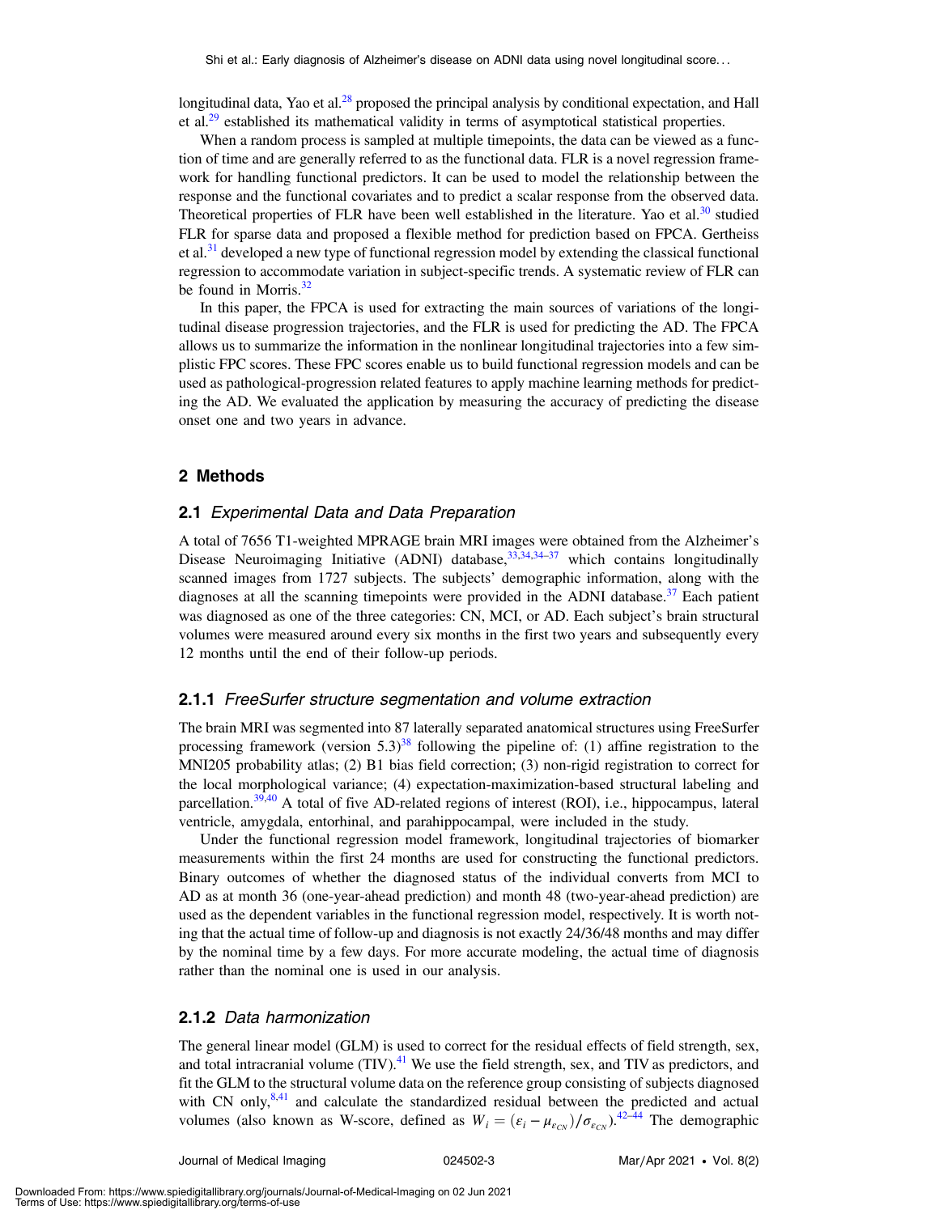longitudinal data, Yao et al.[28] proposed the principal analysis by conditional expectation, and Hall et al.[29] established its mathematical validity in terms of asymptotical statistical properties.

When a random process is sampled at multiple timepoints, the data can be viewed as a function of time and are generally referred to as the functional data. FLR is a novel regression framework for handling functional predictors. It can be used to model the relationship between the response and the functional covariates and to predict a scalar response from the observed data. Theoretical properties of FLR have been well established in the literature. Yao et al.[30] studied FLR for sparse data and proposed a flexible method for prediction based on FPCA. Gertheiss et al.[31] developed a new type of functional regression model by extending the classical functional regression to accommodate variation in subject-specific trends. A systematic review of FLR can be found in Morris.[32]

In this paper, the FPCA is used for extracting the main sources of variations of the longitudinal disease progression trajectories, and the FLR is used for predicting the AD. The FPCA allows us to summarize the information in the nonlinear longitudinal trajectories into a few simplistic FPC scores. These FPC scores enable us to build functional regression models and can be used as pathological-progression related features to apply machine learning methods for predicting the AD. We evaluated the application by measuring the accuracy of predicting the disease onset one and two years in advance.

## 2 Methods

### 2.1 *Experimental Data and Data Preparation*

A total of 7656 T1-weighted MPRAGE brain MRI images were obtained from the Alzheimer's Disease Neuroimaging Initiative (ADNI) database,[33,34,34–37] which contains longitudinally scanned images from 1727 subjects. The subjects' demographic information, along with the diagnoses at all the scanning timepoints were provided in the ADNI database.[37] Each patient was diagnosed as one of the three categories: CN, MCI, or AD. Each subject's brain structural volumes were measured around every six months in the first two years and subsequently every 12 months until the end of their follow-up periods.

#### 2.1.1 *FreeSurfer structure segmentation and volume extraction*

The brain MRI was segmented into 87 laterally separated anatomical structures using FreeSurfer processing framework (version 5.3)[38] following the pipeline of: (1) affine registration to the MNI205 probability atlas; (2) B1 bias field correction; (3) non-rigid registration to correct for the local morphological variance; (4) expectation-maximization-based structural labeling and parcellation.[39,40] A total of five AD-related regions of interest (ROI), i.e., hippocampus, lateral ventricle, amygdala, entorhinal, and parahippocampal, were included in the study.

Under the functional regression model framework, longitudinal trajectories of biomarker measurements within the first 24 months are used for constructing the functional predictors. Binary outcomes of whether the diagnosed status of the individual converts from MCI to AD as at month 36 (one-year-ahead prediction) and month 48 (two-year-ahead prediction) are used as the dependent variables in the functional regression model, respectively. It is worth noting that the actual time of follow-up and diagnosis is not exactly 24/36/48 months and may differ by the nominal time by a few days. For more accurate modeling, the actual time of diagnosis rather than the nominal one is used in our analysis.

#### 2.1.2 *Data harmonization*

The general linear model (GLM) is used to correct for the residual effects of field strength, sex, and total intracranial volume (TIV).[41] We use the field strength, sex, and TIV as predictors, and fit the GLM to the structural volume data on the reference group consisting of subjects diagnosed with CN only,[8,41] and calculate the standardized residual between the predicted and actual volumes (also known as W-score, defined as $W_i = (\varepsilon_i - \mu_{\varepsilon_{CN}})/\sigma_{\varepsilon_{CN}}$).[42–44] The demographic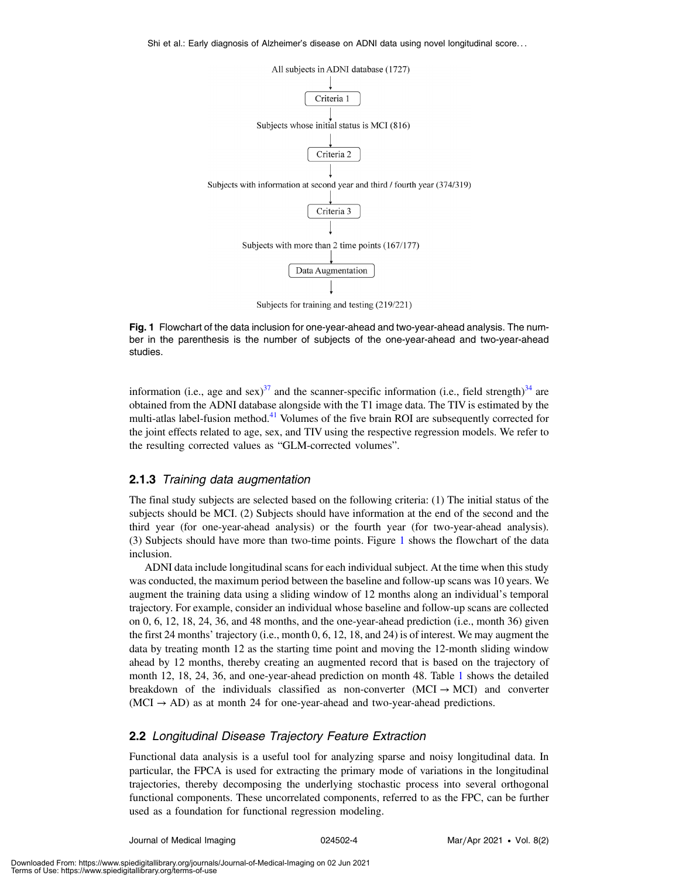All subjects in ADNI database (1727)

↓

Criteria 1

↓

Subjects whose initial status is MCI (816)

↓

Criteria 2

↓

Subjects with information at second year and third / fourth year (374/319)

↓

Criteria 3

↓

Subjects with more than 2 time points (167/177)

↓

Data Augmentation

↓

Subjects for training and testing (219/221)

**Fig. 1** Flowchart of the data inclusion for one-year-ahead and two-year-ahead analysis. The number in the parenthesis is the number of subjects of the one-year-ahead and two-year-ahead studies.

information (i.e., age and sex)[37] and the scanner-specific information (i.e., field strength)[34] are obtained from the ADNI database alongside with the T1 image data. The TIV is estimated by the multi-atlas label-fusion method.[41] Volumes of the five brain ROI are subsequently corrected for the joint effects related to age, sex, and TIV using the respective regression models. We refer to the resulting corrected values as "GLM-corrected volumes".

### 2.1.3 *Training data augmentation*

The final study subjects are selected based on the following criteria: (1) The initial status of the subjects should be MCI. (2) Subjects should have information at the end of the second and the third year (for one-year-ahead analysis) or the fourth year (for two-year-ahead analysis). (3) Subjects should have more than two-time points. Figure 1 shows the flowchart of the data inclusion.

ADNI data include longitudinal scans for each individual subject. At the time when this study was conducted, the maximum period between the baseline and follow-up scans was 10 years. We augment the training data using a sliding window of 12 months along an individual's temporal trajectory. For example, consider an individual whose baseline and follow-up scans are collected on 0, 6, 12, 18, 24, 36, and 48 months, and the one-year-ahead prediction (i.e., month 36) given the first 24 months' trajectory (i.e., month 0, 6, 12, 18, and 24) is of interest. We may augment the data by treating month 12 as the starting time point and moving the 12-month sliding window ahead by 12 months, thereby creating an augmented record that is based on the trajectory of month 12, 18, 24, 36, and one-year-ahead prediction on month 48. Table 1 shows the detailed breakdown of the individuals classified as non-converter (MCI → MCI) and converter (MCI → AD) as at month 24 for one-year-ahead and two-year-ahead predictions.

## 2.2 *Longitudinal Disease Trajectory Feature Extraction*

Functional data analysis is a useful tool for analyzing sparse and noisy longitudinal data. In particular, the FPCA is used for extracting the primary mode of variations in the longitudinal trajectories, thereby decomposing the underlying stochastic process into several orthogonal functional components. These uncorrelated components, referred to as the FPC, can be further used as a foundation for functional regression modeling.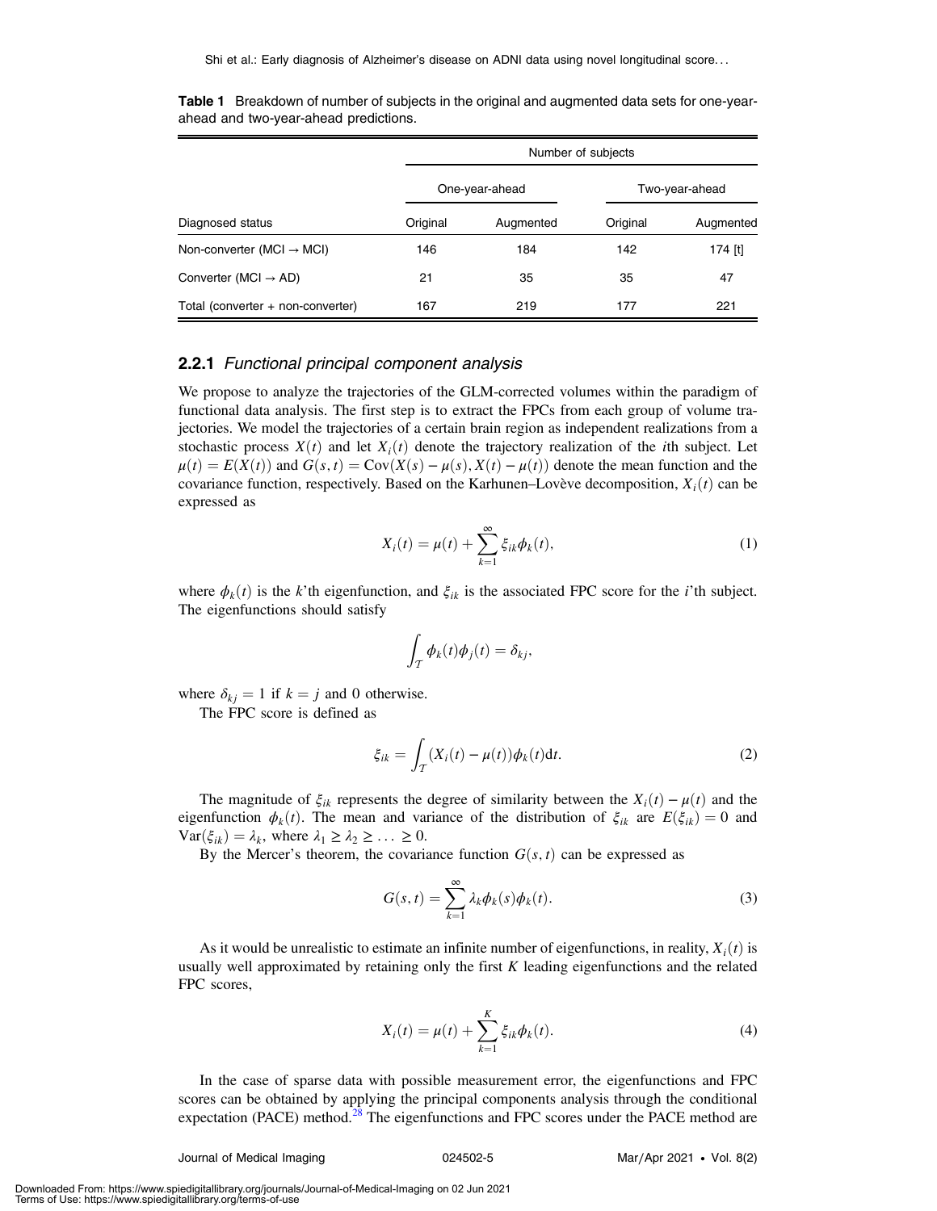**Table 1** Breakdown of number of subjects in the original and augmented data sets for one-year-ahead and two-year-ahead predictions.

| | Number of subjects | | | |
|---|---|---|---|---|
| | One-year-ahead | | Two-year-ahead | |
| Diagnosed status | Original | Augmented | Original | Augmented |
| Non-converter (MCI → MCI) | 146 | 184 | 142 | 174 [t] |
| Converter (MCI → AD) | 21 | 35 | 35 | 47 |
| Total (converter + non-converter) | 167 | 219 | 177 | 221 |

### 2.2.1 *Functional principal component analysis*

We propose to analyze the trajectories of the GLM-corrected volumes within the paradigm of functional data analysis. The first step is to extract the FPCs from each group of volume trajectories. We model the trajectories of a certain brain region as independent realizations from a stochastic process $X(t)$ and let $X_i(t)$ denote the trajectory realization of the $i$th subject. Let $\mu(t) = E(X(t))$ and $G(s,t) = \mathrm{Cov}(X(s) - \mu(s), X(t) - \mu(t))$ denote the mean function and the covariance function, respectively. Based on the Karhunen–Lovève decomposition, $X_i(t)$ can be expressed as

$$X_i(t) = \mu(t) + \sum_{k=1}^{\infty} \xi_{ik}\phi_k(t), \tag{1}$$

where $\phi_k(t)$ is the $k$'th eigenfunction, and $\xi_{ik}$ is the associated FPC score for the $i$'th subject. The eigenfunctions should satisfy

$$\int_{\mathcal{T}} \phi_k(t)\phi_j(t) = \delta_{kj},$$

where $\delta_{kj} = 1$ if $k = j$ and 0 otherwise.

The FPC score is defined as

$$\xi_{ik} = \int_{\mathcal{T}} (X_i(t) - \mu(t))\phi_k(t)\mathrm{d}t. \tag{2}$$

The magnitude of $\xi_{ik}$ represents the degree of similarity between the $X_i(t) - \mu(t)$ and the eigenfunction $\phi_k(t)$. The mean and variance of the distribution of $\xi_{ik}$ are $E(\xi_{ik}) = 0$ and $\mathrm{Var}(\xi_{ik}) = \lambda_k$, where $\lambda_1 \geq \lambda_2 \geq \ldots \geq 0$.

By the Mercer's theorem, the covariance function $G(s,t)$ can be expressed as

$$G(s,t) = \sum_{k=1}^{\infty} \lambda_k \phi_k(s)\phi_k(t). \tag{3}$$

As it would be unrealistic to estimate an infinite number of eigenfunctions, in reality, $X_i(t)$ is usually well approximated by retaining only the first $K$ leading eigenfunctions and the related FPC scores,

$$X_i(t) = \mu(t) + \sum_{k=1}^{K} \xi_{ik}\phi_k(t). \tag{4}$$

In the case of sparse data with possible measurement error, the eigenfunctions and FPC scores can be obtained by applying the principal components analysis through the conditional expectation (PACE) method.[28] The eigenfunctions and FPC scores under the PACE method are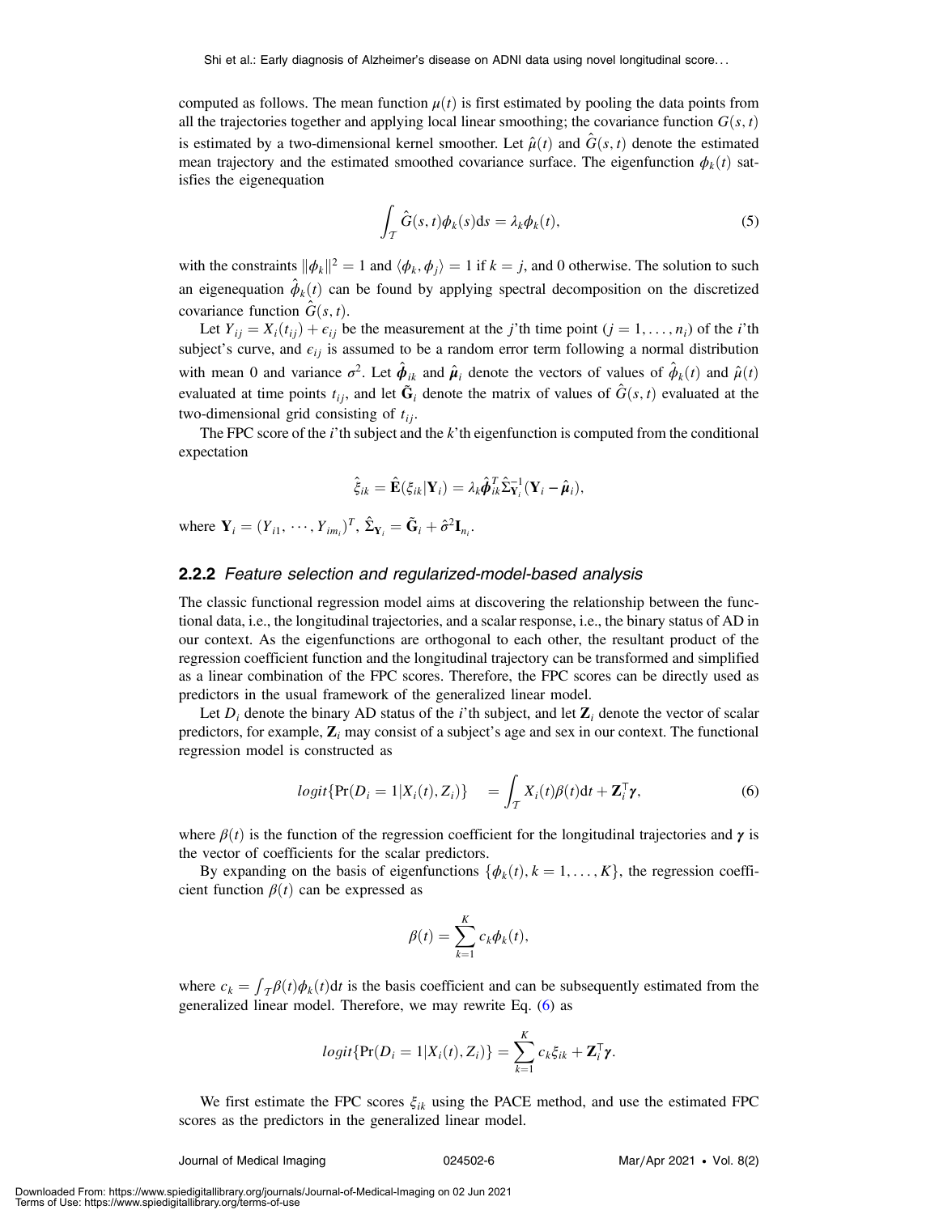computed as follows. The mean function $\mu(t)$ is first estimated by pooling the data points from all the trajectories together and applying local linear smoothing; the covariance function $G(s,t)$ is estimated by a two-dimensional kernel smoother. Let $\hat{\mu}(t)$ and $\hat{G}(s,t)$ denote the estimated mean trajectory and the estimated smoothed covariance surface. The eigenfunction $\phi_k(t)$ satisfies the eigenequation

$$\int_{\mathcal{T}} \hat{G}(s,t)\phi_k(s)\mathrm{d}s = \lambda_k \phi_k(t), \tag{5}$$

with the constraints $\|\phi_k\|^2 = 1$ and $\langle \phi_k, \phi_j \rangle = 1$ if $k = j$, and 0 otherwise. The solution to such an eigenequation $\hat{\phi}_k(t)$ can be found by applying spectral decomposition on the discretized covariance function $\hat{G}(s,t)$.

Let $Y_{ij} = X_i(t_{ij}) + \epsilon_{ij}$ be the measurement at the $j$'th time point ($j = 1, \ldots, n_i$) of the $i$'th subject's curve, and $\epsilon_{ij}$ is assumed to be a random error term following a normal distribution with mean 0 and variance $\sigma^2$. Let $\hat{\boldsymbol{\phi}}_{ik}$ and $\hat{\boldsymbol{\mu}}_i$ denote the vectors of values of $\hat{\phi}_k(t)$ and $\hat{\mu}(t)$ evaluated at time points $t_{ij}$, and let $\tilde{\mathbf{G}}_i$ denote the matrix of values of $\hat{G}(s,t)$ evaluated at the two-dimensional grid consisting of $t_{ij}$.

The FPC score of the $i$'th subject and the $k$'th eigenfunction is computed from the conditional expectation

$$\hat{\xi}_{ik} = \hat{\mathbf{E}}(\xi_{ik}|\mathbf{Y}_i) = \lambda_k \hat{\boldsymbol{\phi}}_{ik}^T \hat{\Sigma}_{\mathbf{Y}_i}^{-1}(\mathbf{Y}_i - \hat{\boldsymbol{\mu}}_i),$$

where $\mathbf{Y}_i = (Y_{i1}, \cdots, Y_{im_i})^T$, $\hat{\Sigma}_{\mathbf{Y}_i} = \tilde{\mathbf{G}}_i + \hat{\sigma}^2 \mathbf{I}_{n_i}$.

### 2.2.2 *Feature selection and regularized-model-based analysis*

The classic functional regression model aims at discovering the relationship between the functional data, i.e., the longitudinal trajectories, and a scalar response, i.e., the binary status of AD in our context. As the eigenfunctions are orthogonal to each other, the resultant product of the regression coefficient function and the longitudinal trajectory can be transformed and simplified as a linear combination of the FPC scores. Therefore, the FPC scores can be directly used as predictors in the usual framework of the generalized linear model.

Let $D_i$ denote the binary AD status of the $i$'th subject, and let $\mathbf{Z}_i$ denote the vector of scalar predictors, for example, $\mathbf{Z}_i$ may consist of a subject's age and sex in our context. The functional regression model is constructed as

$$logit\{\Pr(D_i = 1|X_i(t), Z_i)\} \quad = \int_{\mathcal{T}} X_i(t)\beta(t)\mathrm{d}t + \mathbf{Z}_i^{\top}\boldsymbol{\gamma}, \tag{6}$$

where $\beta(t)$ is the function of the regression coefficient for the longitudinal trajectories and $\boldsymbol{\gamma}$ is the vector of coefficients for the scalar predictors.

By expanding on the basis of eigenfunctions $\{\phi_k(t), k = 1, \ldots, K\}$, the regression coefficient function $\beta(t)$ can be expressed as

$$\beta(t) = \sum_{k=1}^{K} c_k \phi_k(t),$$

where $c_k = \int_{\mathcal{T}} \beta(t)\phi_k(t)\mathrm{d}t$ is the basis coefficient and can be subsequently estimated from the generalized linear model. Therefore, we may rewrite Eq. (6) as

$$logit\{\Pr(D_i = 1|X_i(t), Z_i)\} = \sum_{k=1}^{K} c_k \xi_{ik} + \mathbf{Z}_i^{\top}\boldsymbol{\gamma}.$$

We first estimate the FPC scores $\xi_{ik}$ using the PACE method, and use the estimated FPC scores as the predictors in the generalized linear model.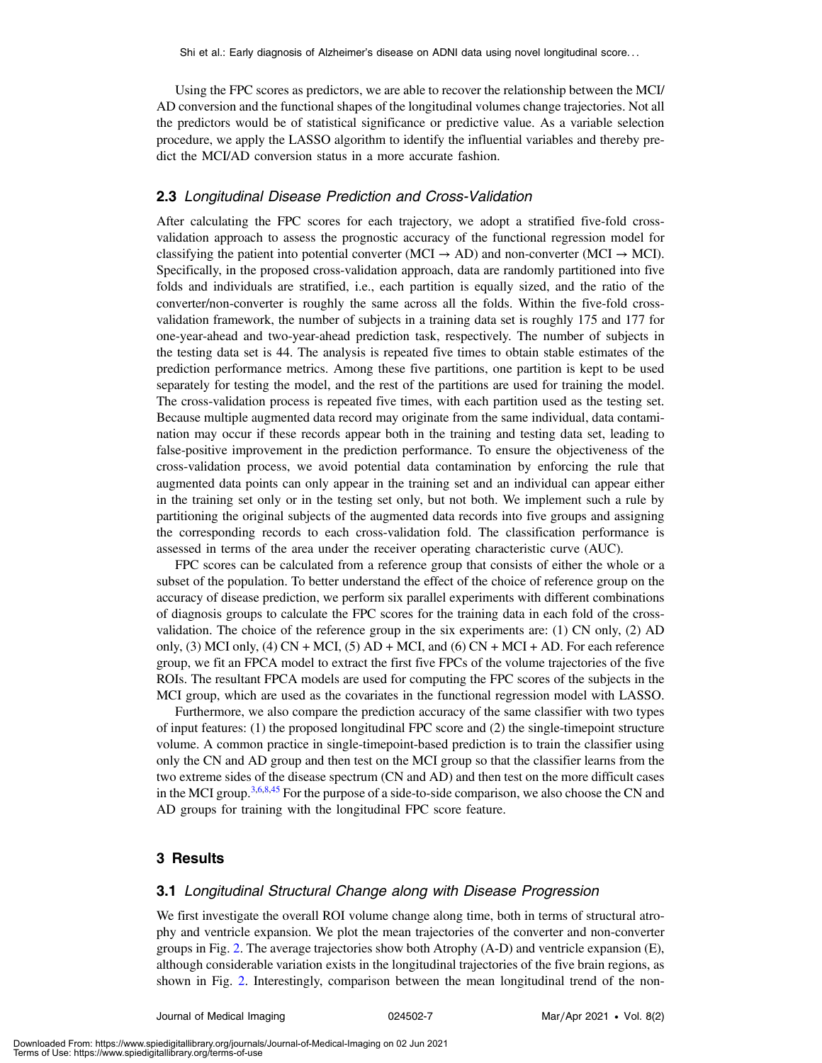Using the FPC scores as predictors, we are able to recover the relationship between the MCI/AD conversion and the functional shapes of the longitudinal volumes change trajectories. Not all the predictors would be of statistical significance or predictive value. As a variable selection procedure, we apply the LASSO algorithm to identify the influential variables and thereby predict the MCI/AD conversion status in a more accurate fashion.

### 2.3 *Longitudinal Disease Prediction and Cross-Validation*

After calculating the FPC scores for each trajectory, we adopt a stratified five-fold cross-validation approach to assess the prognostic accuracy of the functional regression model for classifying the patient into potential converter (MCI → AD) and non-converter (MCI → MCI). Specifically, in the proposed cross-validation approach, data are randomly partitioned into five folds and individuals are stratified, i.e., each partition is equally sized, and the ratio of the converter/non-converter is roughly the same across all the folds. Within the five-fold cross-validation framework, the number of subjects in a training data set is roughly 175 and 177 for one-year-ahead and two-year-ahead prediction task, respectively. The number of subjects in the testing data set is 44. The analysis is repeated five times to obtain stable estimates of the prediction performance metrics. Among these five partitions, one partition is kept to be used separately for testing the model, and the rest of the partitions are used for training the model. The cross-validation process is repeated five times, with each partition used as the testing set. Because multiple augmented data record may originate from the same individual, data contamination may occur if these records appear both in the training and testing data set, leading to false-positive improvement in the prediction performance. To ensure the objectiveness of the cross-validation process, we avoid potential data contamination by enforcing the rule that augmented data points can only appear in the training set and an individual can appear either in the training set only or in the testing set only, but not both. We implement such a rule by partitioning the original subjects of the augmented data records into five groups and assigning the corresponding records to each cross-validation fold. The classification performance is assessed in terms of the area under the receiver operating characteristic curve (AUC).

FPC scores can be calculated from a reference group that consists of either the whole or a subset of the population. To better understand the effect of the choice of reference group on the accuracy of disease prediction, we perform six parallel experiments with different combinations of diagnosis groups to calculate the FPC scores for the training data in each fold of the cross-validation. The choice of the reference group in the six experiments are: (1) CN only, (2) AD only, (3) MCI only, (4) CN + MCI, (5) AD + MCI, and (6) CN + MCI + AD. For each reference group, we fit an FPCA model to extract the first five FPCs of the volume trajectories of the five ROIs. The resultant FPCA models are used for computing the FPC scores of the subjects in the MCI group, which are used as the covariates in the functional regression model with LASSO.

Furthermore, we also compare the prediction accuracy of the same classifier with two types of input features: (1) the proposed longitudinal FPC score and (2) the single-timepoint structure volume. A common practice in single-timepoint-based prediction is to train the classifier using only the CN and AD group and then test on the MCI group so that the classifier learns from the two extreme sides of the disease spectrum (CN and AD) and then test on the more difficult cases in the MCI group.[3,6,8,45] For the purpose of a side-to-side comparison, we also choose the CN and AD groups for training with the longitudinal FPC score feature.

## 3 Results

### 3.1 *Longitudinal Structural Change along with Disease Progression*

We first investigate the overall ROI volume change along time, both in terms of structural atrophy and ventricle expansion. We plot the mean trajectories of the converter and non-converter groups in Fig. 2. The average trajectories show both Atrophy (A-D) and ventricle expansion (E), although considerable variation exists in the longitudinal trajectories of the five brain regions, as shown in Fig. 2. Interestingly, comparison between the mean longitudinal trend of the non-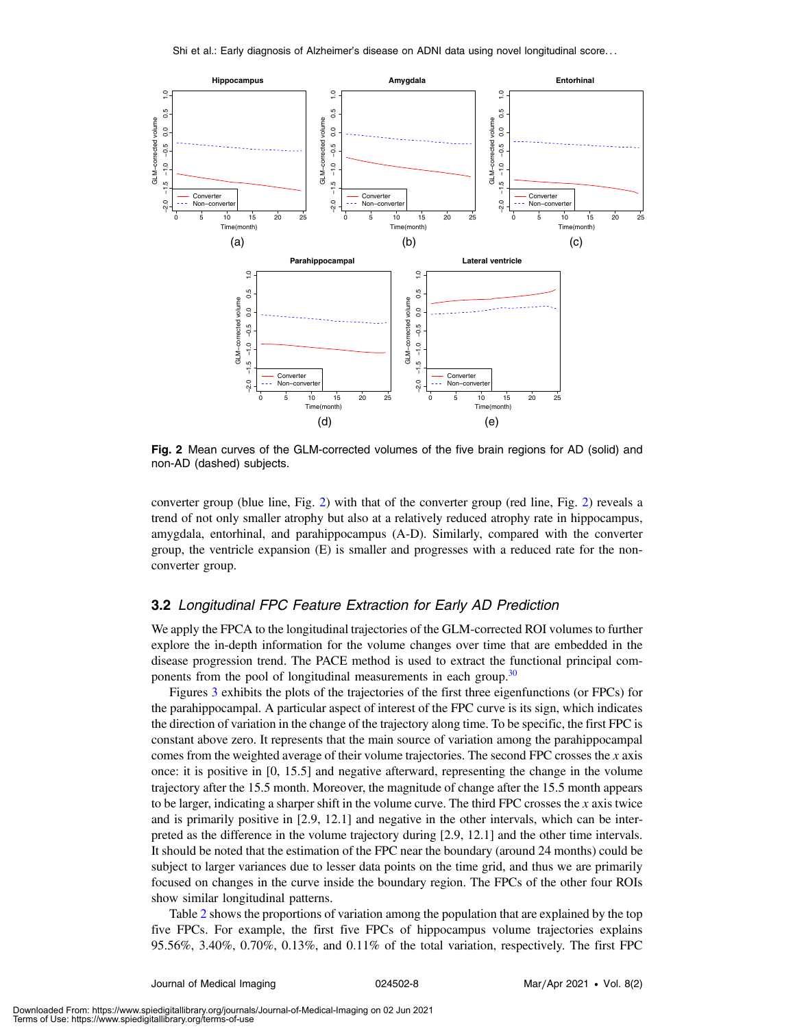**Fig. 2** Mean curves of the GLM-corrected volumes of the five brain regions for AD (solid) and non-AD (dashed) subjects.

converter group (blue line, Fig. 2) with that of the converter group (red line, Fig. 2) reveals a trend of not only smaller atrophy but also at a relatively reduced atrophy rate in hippocampus, amygdala, entorhinal, and parahippocampus (A-D). Similarly, compared with the converter group, the ventricle expansion (E) is smaller and progresses with a reduced rate for the non-converter group.

### 3.2 *Longitudinal FPC Feature Extraction for Early AD Prediction*

We apply the FPCA to the longitudinal trajectories of the GLM-corrected ROI volumes to further explore the in-depth information for the volume changes over time that are embedded in the disease progression trend. The PACE method is used to extract the functional principal components from the pool of longitudinal measurements in each group.[30]

Figures 3 exhibits the plots of the trajectories of the first three eigenfunctions (or FPCs) for the parahippocampal. A particular aspect of interest of the FPC curve is its sign, which indicates the direction of variation in the change of the trajectory along time. To be specific, the first FPC is constant above zero. It represents that the main source of variation among the parahippocampal comes from the weighted average of their volume trajectories. The second FPC crosses the $x$ axis once: it is positive in [0, 15.5] and negative afterward, representing the change in the volume trajectory after the 15.5 month. Moreover, the magnitude of change after the 15.5 month appears to be larger, indicating a sharper shift in the volume curve. The third FPC crosses the $x$ axis twice and is primarily positive in [2.9, 12.1] and negative in the other intervals, which can be interpreted as the difference in the volume trajectory during [2.9, 12.1] and the other time intervals. It should be noted that the estimation of the FPC near the boundary (around 24 months) could be subject to larger variances due to lesser data points on the time grid, and thus we are primarily focused on changes in the curve inside the boundary region. The FPCs of the other four ROIs show similar longitudinal patterns.

Table 2 shows the proportions of variation among the population that are explained by the top five FPCs. For example, the first five FPCs of hippocampus volume trajectories explains 95.56%, 3.40%, 0.70%, 0.13%, and 0.11% of the total variation, respectively. The first FPC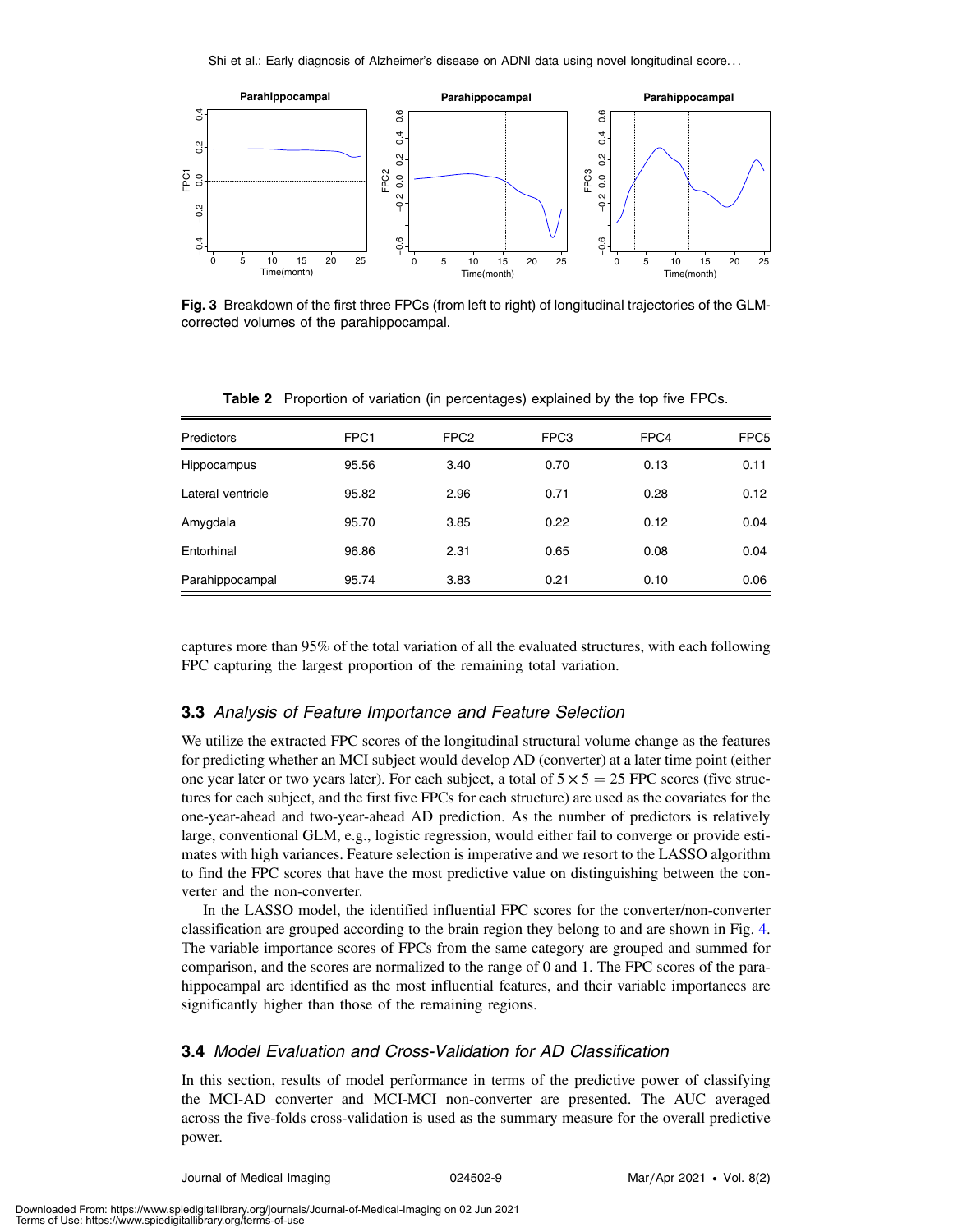**Fig. 3** Breakdown of the first three FPCs (from left to right) of longitudinal trajectories of the GLM-corrected volumes of the parahippocampal.

**Table 2** Proportion of variation (in percentages) explained by the top five FPCs.

| Predictors | FPC1 | FPC2 | FPC3 | FPC4 | FPC5 |
| --- | --- | --- | --- | --- | --- |
| Hippocampus | 95.56 | 3.40 | 0.70 | 0.13 | 0.11 |
| Lateral ventricle | 95.82 | 2.96 | 0.71 | 0.28 | 0.12 |
| Amygdala | 95.70 | 3.85 | 0.22 | 0.12 | 0.04 |
| Entorhinal | 96.86 | 2.31 | 0.65 | 0.08 | 0.04 |
| Parahippocampal | 95.74 | 3.83 | 0.21 | 0.10 | 0.06 |

captures more than 95% of the total variation of all the evaluated structures, with each following FPC capturing the largest proportion of the remaining total variation.

## 3.3 *Analysis of Feature Importance and Feature Selection*

We utilize the extracted FPC scores of the longitudinal structural volume change as the features for predicting whether an MCI subject would develop AD (converter) at a later time point (either one year later or two years later). For each subject, a total of $5 \times 5 = 25$ FPC scores (five structures for each subject, and the first five FPCs for each structure) are used as the covariates for the one-year-ahead and two-year-ahead AD prediction. As the number of predictors is relatively large, conventional GLM, e.g., logistic regression, would either fail to converge or provide estimates with high variances. Feature selection is imperative and we resort to the LASSO algorithm to find the FPC scores that have the most predictive value on distinguishing between the converter and the non-converter.

In the LASSO model, the identified influential FPC scores for the converter/non-converter classification are grouped according to the brain region they belong to and are shown in Fig. 4. The variable importance scores of FPCs from the same category are grouped and summed for comparison, and the scores are normalized to the range of 0 and 1. The FPC scores of the parahippocampal are identified as the most influential features, and their variable importances are significantly higher than those of the remaining regions.

## 3.4 *Model Evaluation and Cross-Validation for AD Classification*

In this section, results of model performance in terms of the predictive power of classifying the MCI-AD converter and MCI-MCI non-converter are presented. The AUC averaged across the five-folds cross-validation is used as the summary measure for the overall predictive power.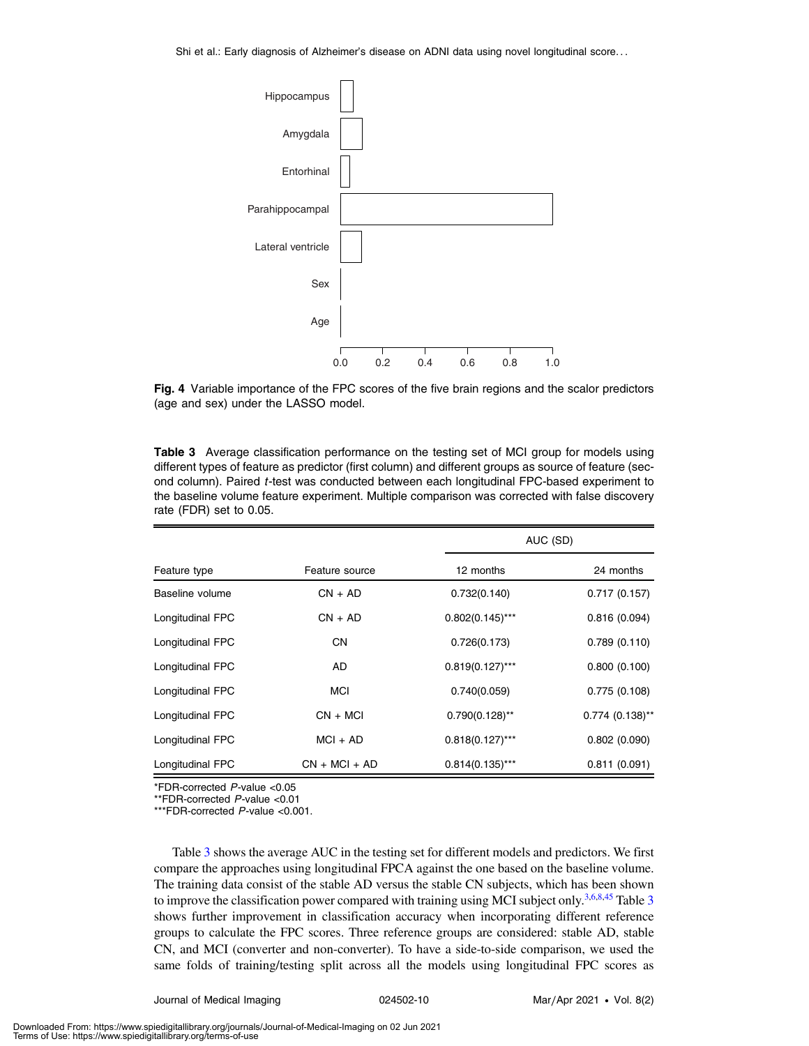**Fig. 4** Variable importance of the FPC scores of the five brain regions and the scalor predictors (age and sex) under the LASSO model.

**Table 3** Average classification performance on the testing set of MCI group for models using different types of feature as predictor (first column) and different groups as source of feature (second column). Paired *t*-test was conducted between each longitudinal FPC-based experiment to the baseline volume feature experiment. Multiple comparison was corrected with false discovery rate (FDR) set to 0.05.

| | | AUC (SD) | |
|---|---|---|---|
| Feature type | Feature source | 12 months | 24 months |
| Baseline volume | CN + AD | 0.732(0.140) | 0.717 (0.157) |
| Longitudinal FPC | CN + AD | 0.802(0.145)*** | 0.816 (0.094) |
| Longitudinal FPC | CN | 0.726(0.173) | 0.789 (0.110) |
| Longitudinal FPC | AD | 0.819(0.127)*** | 0.800 (0.100) |
| Longitudinal FPC | MCI | 0.740(0.059) | 0.775 (0.108) |
| Longitudinal FPC | CN + MCI | 0.790(0.128)** | 0.774 (0.138)** |
| Longitudinal FPC | MCI + AD | 0.818(0.127)*** | 0.802 (0.090) |
| Longitudinal FPC | CN + MCI + AD | 0.814(0.135)*** | 0.811 (0.091) |

*FDR-corrected *P*-value <0.05
**FDR-corrected *P*-value <0.01
***FDR-corrected *P*-value <0.001.

Table 3 shows the average AUC in the testing set for different models and predictors. We first compare the approaches using longitudinal FPCA against the one based on the baseline volume. The training data consist of the stable AD versus the stable CN subjects, which has been shown to improve the classification power compared with training using MCI subject only.[3,6,8,45] Table 3 shows further improvement in classification accuracy when incorporating different reference groups to calculate the FPC scores. Three reference groups are considered: stable AD, stable CN, and MCI (converter and non-converter). To have a side-to-side comparison, we used the same folds of training/testing split across all the models using longitudinal FPC scores as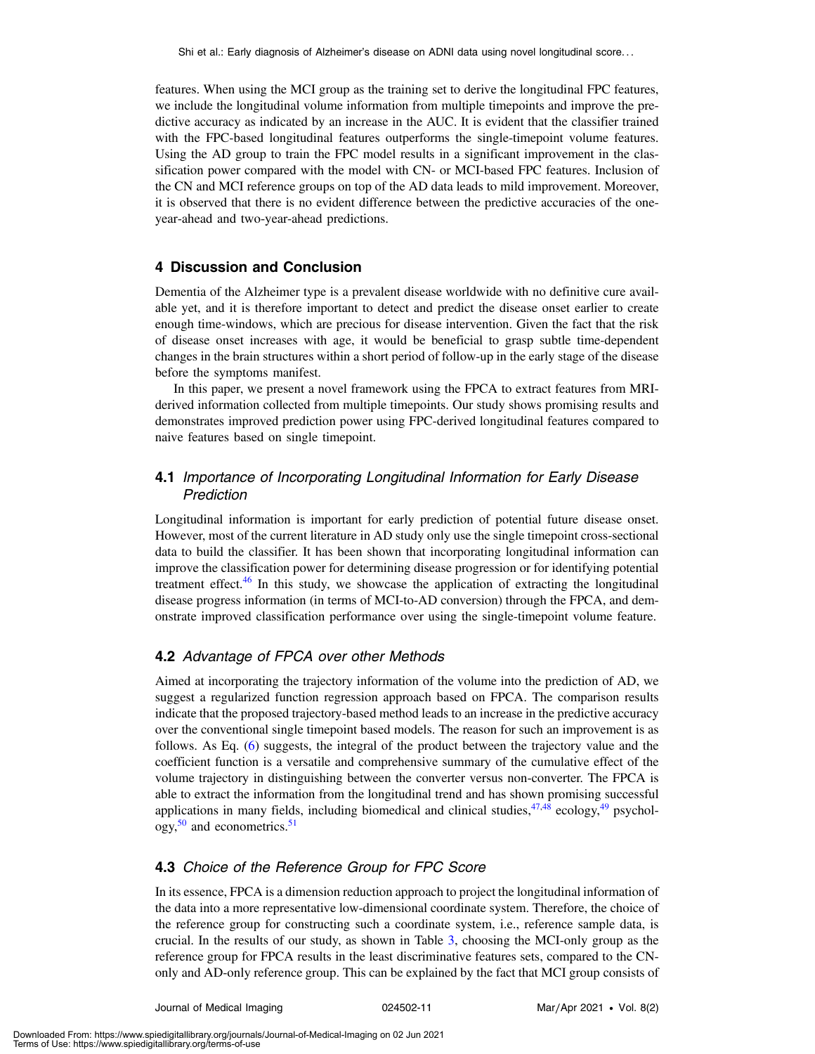features. When using the MCI group as the training set to derive the longitudinal FPC features, we include the longitudinal volume information from multiple timepoints and improve the predictive accuracy as indicated by an increase in the AUC. It is evident that the classifier trained with the FPC-based longitudinal features outperforms the single-timepoint volume features. Using the AD group to train the FPC model results in a significant improvement in the classification power compared with the model with CN- or MCI-based FPC features. Inclusion of the CN and MCI reference groups on top of the AD data leads to mild improvement. Moreover, it is observed that there is no evident difference between the predictive accuracies of the one-year-ahead and two-year-ahead predictions.

## 4 Discussion and Conclusion

Dementia of the Alzheimer type is a prevalent disease worldwide with no definitive cure available yet, and it is therefore important to detect and predict the disease onset earlier to create enough time-windows, which are precious for disease intervention. Given the fact that the risk of disease onset increases with age, it would be beneficial to grasp subtle time-dependent changes in the brain structures within a short period of follow-up in the early stage of the disease before the symptoms manifest.

In this paper, we present a novel framework using the FPCA to extract features from MRI-derived information collected from multiple timepoints. Our study shows promising results and demonstrates improved prediction power using FPC-derived longitudinal features compared to naive features based on single timepoint.

### 4.1 *Importance of Incorporating Longitudinal Information for Early Disease Prediction*

Longitudinal information is important for early prediction of potential future disease onset. However, most of the current literature in AD study only use the single timepoint cross-sectional data to build the classifier. It has been shown that incorporating longitudinal information can improve the classification power for determining disease progression or for identifying potential treatment effect.[46] In this study, we showcase the application of extracting the longitudinal disease progress information (in terms of MCI-to-AD conversion) through the FPCA, and demonstrate improved classification performance over using the single-timepoint volume feature.

### 4.2 *Advantage of FPCA over other Methods*

Aimed at incorporating the trajectory information of the volume into the prediction of AD, we suggest a regularized function regression approach based on FPCA. The comparison results indicate that the proposed trajectory-based method leads to an increase in the predictive accuracy over the conventional single timepoint based models. The reason for such an improvement is as follows. As Eq. (6) suggests, the integral of the product between the trajectory value and the coefficient function is a versatile and comprehensive summary of the cumulative effect of the volume trajectory in distinguishing between the converter versus non-converter. The FPCA is able to extract the information from the longitudinal trend and has shown promising successful applications in many fields, including biomedical and clinical studies,[47,48] ecology,[49] psychology,[50] and econometrics.[51]

### 4.3 *Choice of the Reference Group for FPC Score*

In its essence, FPCA is a dimension reduction approach to project the longitudinal information of the data into a more representative low-dimensional coordinate system. Therefore, the choice of the reference group for constructing such a coordinate system, i.e., reference sample data, is crucial. In the results of our study, as shown in Table 3, choosing the MCI-only group as the reference group for FPCA results in the least discriminative features sets, compared to the CN-only and AD-only reference group. This can be explained by the fact that MCI group consists of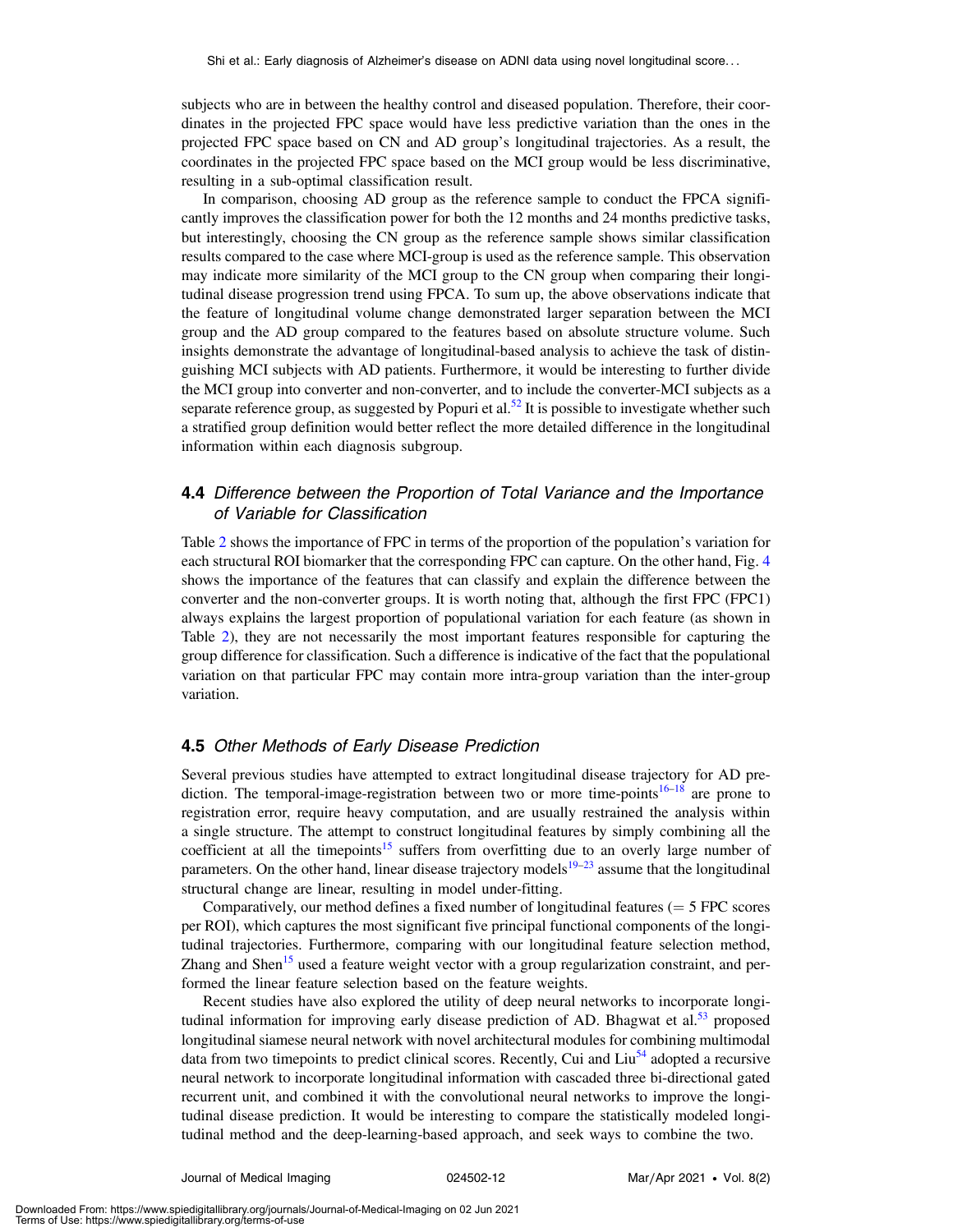subjects who are in between the healthy control and diseased population. Therefore, their coordinates in the projected FPC space would have less predictive variation than the ones in the projected FPC space based on CN and AD group's longitudinal trajectories. As a result, the coordinates in the projected FPC space based on the MCI group would be less discriminative, resulting in a sub-optimal classification result.

In comparison, choosing AD group as the reference sample to conduct the FPCA significantly improves the classification power for both the 12 months and 24 months predictive tasks, but interestingly, choosing the CN group as the reference sample shows similar classification results compared to the case where MCI-group is used as the reference sample. This observation may indicate more similarity of the MCI group to the CN group when comparing their longitudinal disease progression trend using FPCA. To sum up, the above observations indicate that the feature of longitudinal volume change demonstrated larger separation between the MCI group and the AD group compared to the features based on absolute structure volume. Such insights demonstrate the advantage of longitudinal-based analysis to achieve the task of distinguishing MCI subjects with AD patients. Furthermore, it would be interesting to further divide the MCI group into converter and non-converter, and to include the converter-MCI subjects as a separate reference group, as suggested by Popuri et al.[52] It is possible to investigate whether such a stratified group definition would better reflect the more detailed difference in the longitudinal information within each diagnosis subgroup.

### 4.4 *Difference between the Proportion of Total Variance and the Importance of Variable for Classification*

Table 2 shows the importance of FPC in terms of the proportion of the population's variation for each structural ROI biomarker that the corresponding FPC can capture. On the other hand, Fig. 4 shows the importance of the features that can classify and explain the difference between the converter and the non-converter groups. It is worth noting that, although the first FPC (FPC1) always explains the largest proportion of populational variation for each feature (as shown in Table 2), they are not necessarily the most important features responsible for capturing the group difference for classification. Such a difference is indicative of the fact that the populational variation on that particular FPC may contain more intra-group variation than the inter-group variation.

### 4.5 *Other Methods of Early Disease Prediction*

Several previous studies have attempted to extract longitudinal disease trajectory for AD prediction. The temporal-image-registration between two or more time-points[16–18] are prone to registration error, require heavy computation, and are usually restrained the analysis within a single structure. The attempt to construct longitudinal features by simply combining all the coefficient at all the timepoints[15] suffers from overfitting due to an overly large number of parameters. On the other hand, linear disease trajectory models[19–23] assume that the longitudinal structural change are linear, resulting in model under-fitting.

Comparatively, our method defines a fixed number of longitudinal features ($= 5$ FPC scores per ROI), which captures the most significant five principal functional components of the longitudinal trajectories. Furthermore, comparing with our longitudinal feature selection method, Zhang and Shen[15] used a feature weight vector with a group regularization constraint, and performed the linear feature selection based on the feature weights.

Recent studies have also explored the utility of deep neural networks to incorporate longitudinal information for improving early disease prediction of AD. Bhagwat et al.[53] proposed longitudinal siamese neural network with novel architectural modules for combining multimodal data from two timepoints to predict clinical scores. Recently, Cui and Liu[54] adopted a recursive neural network to incorporate longitudinal information with cascaded three bi-directional gated recurrent unit, and combined it with the convolutional neural networks to improve the longitudinal disease prediction. It would be interesting to compare the statistically modeled longitudinal method and the deep-learning-based approach, and seek ways to combine the two.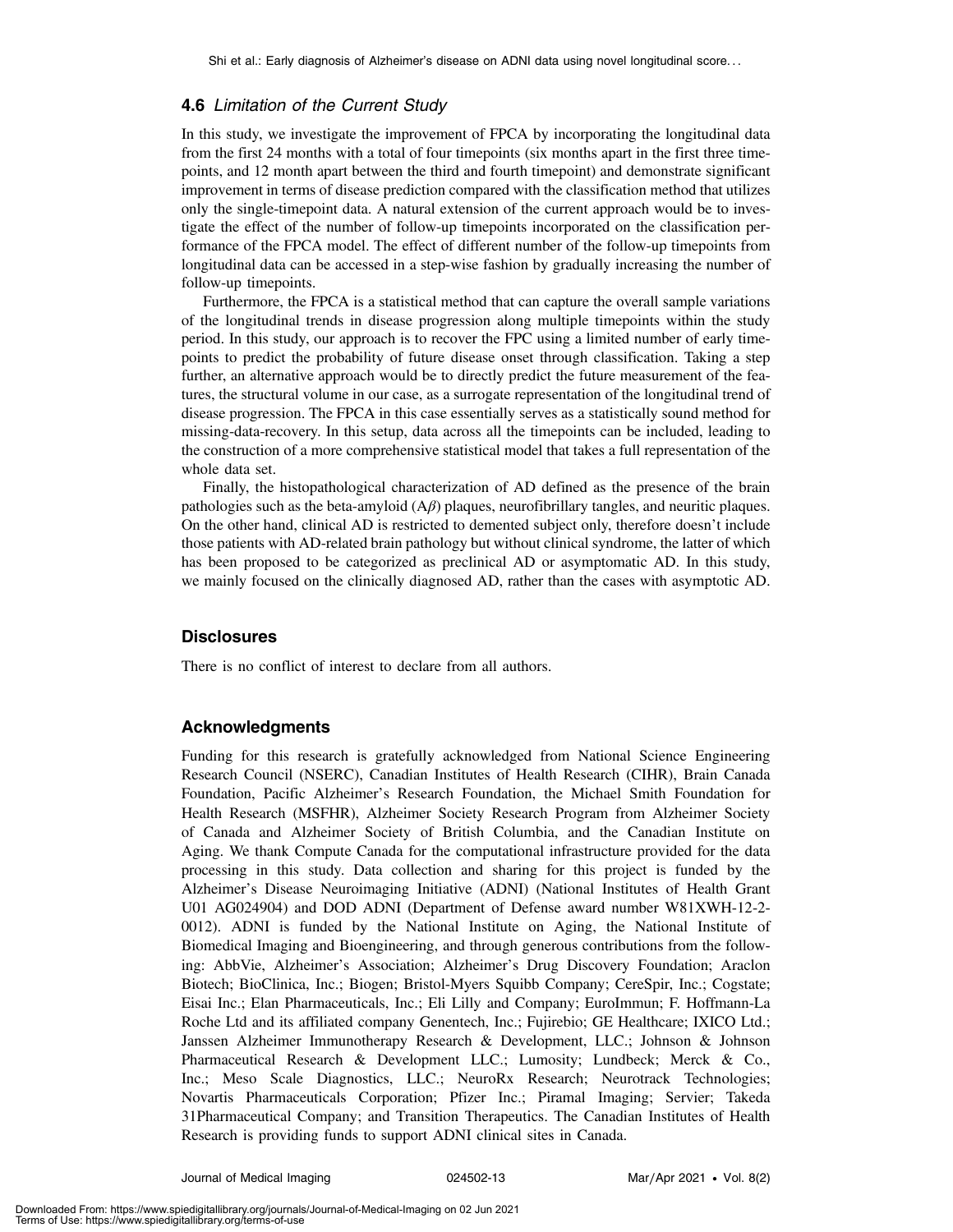### 4.6 *Limitation of the Current Study*

In this study, we investigate the improvement of FPCA by incorporating the longitudinal data from the first 24 months with a total of four timepoints (six months apart in the first three timepoints, and 12 month apart between the third and fourth timepoint) and demonstrate significant improvement in terms of disease prediction compared with the classification method that utilizes only the single-timepoint data. A natural extension of the current approach would be to investigate the effect of the number of follow-up timepoints incorporated on the classification performance of the FPCA model. The effect of different number of the follow-up timepoints from longitudinal data can be accessed in a step-wise fashion by gradually increasing the number of follow-up timepoints.

Furthermore, the FPCA is a statistical method that can capture the overall sample variations of the longitudinal trends in disease progression along multiple timepoints within the study period. In this study, our approach is to recover the FPC using a limited number of early timepoints to predict the probability of future disease onset through classification. Taking a step further, an alternative approach would be to directly predict the future measurement of the features, the structural volume in our case, as a surrogate representation of the longitudinal trend of disease progression. The FPCA in this case essentially serves as a statistically sound method for missing-data-recovery. In this setup, data across all the timepoints can be included, leading to the construction of a more comprehensive statistical model that takes a full representation of the whole data set.

Finally, the histopathological characterization of AD defined as the presence of the brain pathologies such as the beta-amyloid ($A\beta$) plaques, neurofibrillary tangles, and neuritic plaques. On the other hand, clinical AD is restricted to demented subject only, therefore doesn't include those patients with AD-related brain pathology but without clinical syndrome, the latter of which has been proposed to be categorized as preclinical AD or asymptomatic AD. In this study, we mainly focused on the clinically diagnosed AD, rather than the cases with asymptotic AD.

## Disclosures

There is no conflict of interest to declare from all authors.

## Acknowledgments

Funding for this research is gratefully acknowledged from National Science Engineering Research Council (NSERC), Canadian Institutes of Health Research (CIHR), Brain Canada Foundation, Pacific Alzheimer's Research Foundation, the Michael Smith Foundation for Health Research (MSFHR), Alzheimer Society Research Program from Alzheimer Society of Canada and Alzheimer Society of British Columbia, and the Canadian Institute on Aging. We thank Compute Canada for the computational infrastructure provided for the data processing in this study. Data collection and sharing for this project is funded by the Alzheimer's Disease Neuroimaging Initiative (ADNI) (National Institutes of Health Grant U01 AG024904) and DOD ADNI (Department of Defense award number W81XWH-12-2-0012). ADNI is funded by the National Institute on Aging, the National Institute of Biomedical Imaging and Bioengineering, and through generous contributions from the following: AbbVie, Alzheimer's Association; Alzheimer's Drug Discovery Foundation; Araclon Biotech; BioClinica, Inc.; Biogen; Bristol-Myers Squibb Company; CereSpir, Inc.; Cogstate; Eisai Inc.; Elan Pharmaceuticals, Inc.; Eli Lilly and Company; EuroImmun; F. Hoffmann-La Roche Ltd and its affiliated company Genentech, Inc.; Fujirebio; GE Healthcare; IXICO Ltd.; Janssen Alzheimer Immunotherapy Research & Development, LLC.; Johnson & Johnson Pharmaceutical Research & Development LLC.; Lumosity; Lundbeck; Merck & Co., Inc.; Meso Scale Diagnostics, LLC.; NeuroRx Research; Neurotrack Technologies; Novartis Pharmaceuticals Corporation; Pfizer Inc.; Piramal Imaging; Servier; Takeda 31Pharmaceutical Company; and Transition Therapeutics. The Canadian Institutes of Health Research is providing funds to support ADNI clinical sites in Canada.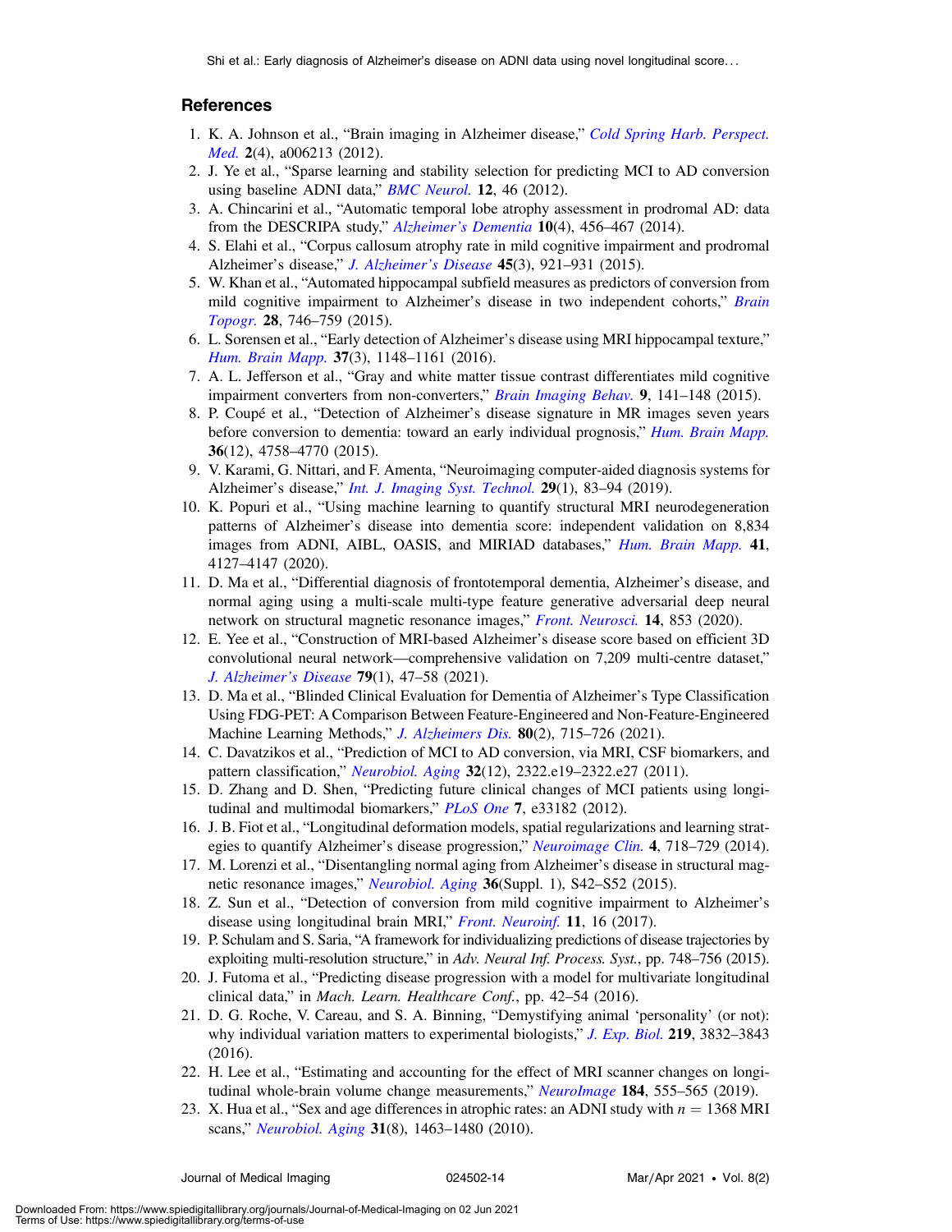## References

1. K. A. Johnson et al., "Brain imaging in Alzheimer disease," *Cold Spring Harb. Perspect. Med.* **2**(4), a006213 (2012).
2. J. Ye et al., "Sparse learning and stability selection for predicting MCI to AD conversion using baseline ADNI data," *BMC Neurol.* **12**, 46 (2012).
3. A. Chincarini et al., "Automatic temporal lobe atrophy assessment in prodromal AD: data from the DESCRIPA study," *Alzheimer's Dementia* **10**(4), 456–467 (2014).
4. S. Elahi et al., "Corpus callosum atrophy rate in mild cognitive impairment and prodromal Alzheimer's disease," *J. Alzheimer's Disease* **45**(3), 921–931 (2015).
5. W. Khan et al., "Automated hippocampal subfield measures as predictors of conversion from mild cognitive impairment to Alzheimer's disease in two independent cohorts," *Brain Topogr.* **28**, 746–759 (2015).
6. L. Sorensen et al., "Early detection of Alzheimer's disease using MRI hippocampal texture," *Hum. Brain Mapp.* **37**(3), 1148–1161 (2016).
7. A. L. Jefferson et al., "Gray and white matter tissue contrast differentiates mild cognitive impairment converters from non-converters," *Brain Imaging Behav.* **9**, 141–148 (2015).
8. P. Coupé et al., "Detection of Alzheimer's disease signature in MR images seven years before conversion to dementia: toward an early individual prognosis," *Hum. Brain Mapp.* **36**(12), 4758–4770 (2015).
9. V. Karami, G. Nittari, and F. Amenta, "Neuroimaging computer-aided diagnosis systems for Alzheimer's disease," *Int. J. Imaging Syst. Technol.* **29**(1), 83–94 (2019).
10. K. Popuri et al., "Using machine learning to quantify structural MRI neurodegeneration patterns of Alzheimer's disease into dementia score: independent validation on 8,834 images from ADNI, AIBL, OASIS, and MIRIAD databases," *Hum. Brain Mapp.* **41**, 4127–4147 (2020).
11. D. Ma et al., "Differential diagnosis of frontotemporal dementia, Alzheimer's disease, and normal aging using a multi-scale multi-type feature generative adversarial deep neural network on structural magnetic resonance images," *Front. Neurosci.* **14**, 853 (2020).
12. E. Yee et al., "Construction of MRI-based Alzheimer's disease score based on efficient 3D convolutional neural network—comprehensive validation on 7,209 multi-centre dataset," *J. Alzheimer's Disease* **79**(1), 47–58 (2021).
13. D. Ma et al., "Blinded Clinical Evaluation for Dementia of Alzheimer's Type Classification Using FDG-PET: A Comparison Between Feature-Engineered and Non-Feature-Engineered Machine Learning Methods," *J. Alzheimers Dis.* **80**(2), 715–726 (2021).
14. C. Davatzikos et al., "Prediction of MCI to AD conversion, via MRI, CSF biomarkers, and pattern classification," *Neurobiol. Aging* **32**(12), 2322.e19–2322.e27 (2011).
15. D. Zhang and D. Shen, "Predicting future clinical changes of MCI patients using longitudinal and multimodal biomarkers," *PLoS One* **7**, e33182 (2012).
16. J. B. Fiot et al., "Longitudinal deformation models, spatial regularizations and learning strategies to quantify Alzheimer's disease progression," *Neuroimage Clin.* **4**, 718–729 (2014).
17. M. Lorenzi et al., "Disentangling normal aging from Alzheimer's disease in structural magnetic resonance images," *Neurobiol. Aging* **36**(Suppl. 1), S42–S52 (2015).
18. Z. Sun et al., "Detection of conversion from mild cognitive impairment to Alzheimer's disease using longitudinal brain MRI," *Front. Neuroinf.* **11**, 16 (2017).
19. P. Schulam and S. Saria, "A framework for individualizing predictions of disease trajectories by exploiting multi-resolution structure," in *Adv. Neural Inf. Process. Syst.*, pp. 748–756 (2015).
20. J. Futoma et al., "Predicting disease progression with a model for multivariate longitudinal clinical data," in *Mach. Learn. Healthcare Conf.*, pp. 42–54 (2016).
21. D. G. Roche, V. Careau, and S. A. Binning, "Demystifying animal 'personality' (or not): why individual variation matters to experimental biologists," *J. Exp. Biol.* **219**, 3832–3843 (2016).
22. H. Lee et al., "Estimating and accounting for the effect of MRI scanner changes on longitudinal whole-brain volume change measurements," *NeuroImage* **184**, 555–565 (2019).
23. X. Hua et al., "Sex and age differences in atrophic rates: an ADNI study with $n = 1368$ MRI scans," *Neurobiol. Aging* **31**(8), 1463–1480 (2010).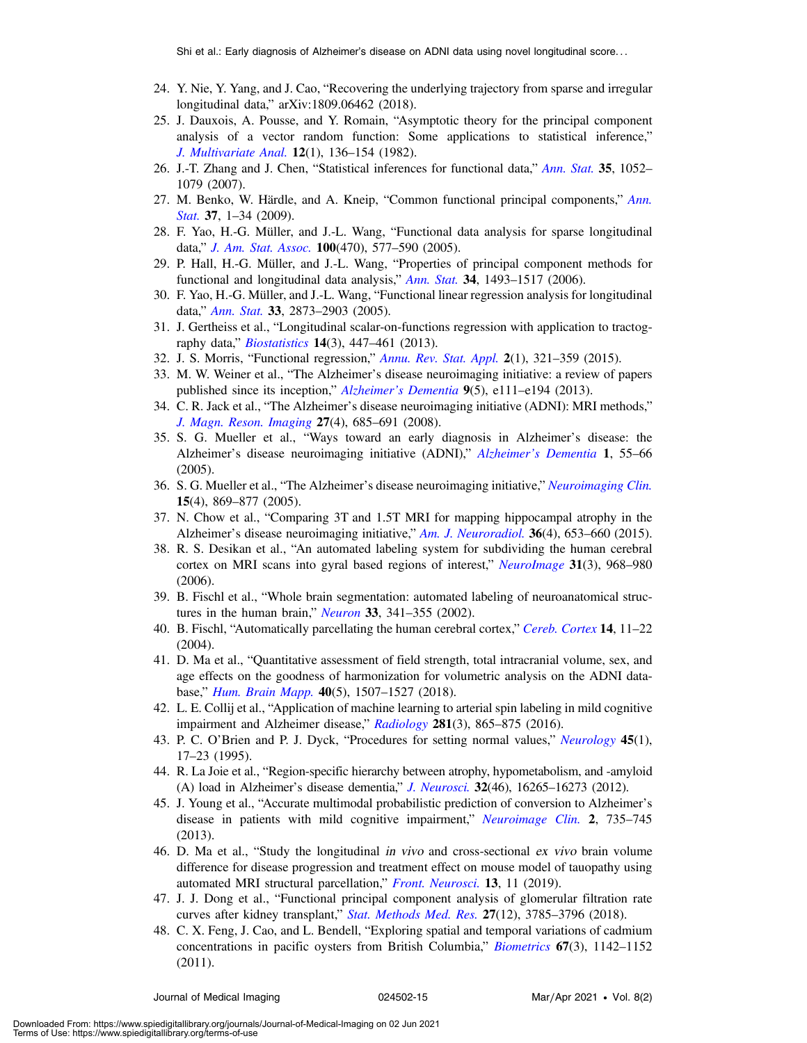24. Y. Nie, Y. Yang, and J. Cao, "Recovering the underlying trajectory from sparse and irregular longitudinal data," arXiv:1809.06462 (2018).
25. J. Dauxois, A. Pousse, and Y. Romain, "Asymptotic theory for the principal component analysis of a vector random function: Some applications to statistical inference," *J. Multivariate Anal.* **12**(1), 136–154 (1982).
26. J.-T. Zhang and J. Chen, "Statistical inferences for functional data," *Ann. Stat.* **35**, 1052–1079 (2007).
27. M. Benko, W. Härdle, and A. Kneip, "Common functional principal components," *Ann. Stat.* **37**, 1–34 (2009).
28. F. Yao, H.-G. Müller, and J.-L. Wang, "Functional data analysis for sparse longitudinal data," *J. Am. Stat. Assoc.* **100**(470), 577–590 (2005).
29. P. Hall, H.-G. Müller, and J.-L. Wang, "Properties of principal component methods for functional and longitudinal data analysis," *Ann. Stat.* **34**, 1493–1517 (2006).
30. F. Yao, H.-G. Müller, and J.-L. Wang, "Functional linear regression analysis for longitudinal data," *Ann. Stat.* **33**, 2873–2903 (2005).
31. J. Gertheiss et al., "Longitudinal scalar-on-functions regression with application to tractography data," *Biostatistics* **14**(3), 447–461 (2013).
32. J. S. Morris, "Functional regression," *Annu. Rev. Stat. Appl.* **2**(1), 321–359 (2015).
33. M. W. Weiner et al., "The Alzheimer's disease neuroimaging initiative: a review of papers published since its inception," *Alzheimer's Dementia* **9**(5), e111–e194 (2013).
34. C. R. Jack et al., "The Alzheimer's disease neuroimaging initiative (ADNI): MRI methods," *J. Magn. Reson. Imaging* **27**(4), 685–691 (2008).
35. S. G. Mueller et al., "Ways toward an early diagnosis in Alzheimer's disease: the Alzheimer's disease neuroimaging initiative (ADNI)," *Alzheimer's Dementia* **1**, 55–66 (2005).
36. S. G. Mueller et al., "The Alzheimer's disease neuroimaging initiative," *Neuroimaging Clin.* **15**(4), 869–877 (2005).
37. N. Chow et al., "Comparing 3T and 1.5T MRI for mapping hippocampal atrophy in the Alzheimer's disease neuroimaging initiative," *Am. J. Neuroradiol.* **36**(4), 653–660 (2015).
38. R. S. Desikan et al., "An automated labeling system for subdividing the human cerebral cortex on MRI scans into gyral based regions of interest," *NeuroImage* **31**(3), 968–980 (2006).
39. B. Fischl et al., "Whole brain segmentation: automated labeling of neuroanatomical structures in the human brain," *Neuron* **33**, 341–355 (2002).
40. B. Fischl, "Automatically parcellating the human cerebral cortex," *Cereb. Cortex* **14**, 11–22 (2004).
41. D. Ma et al., "Quantitative assessment of field strength, total intracranial volume, sex, and age effects on the goodness of harmonization for volumetric analysis on the ADNI database," *Hum. Brain Mapp.* **40**(5), 1507–1527 (2018).
42. L. E. Collij et al., "Application of machine learning to arterial spin labeling in mild cognitive impairment and Alzheimer disease," *Radiology* **281**(3), 865–875 (2016).
43. P. C. O'Brien and P. J. Dyck, "Procedures for setting normal values," *Neurology* **45**(1), 17–23 (1995).
44. R. La Joie et al., "Region-specific hierarchy between atrophy, hypometabolism, and -amyloid (A) load in Alzheimer's disease dementia," *J. Neurosci.* **32**(46), 16265–16273 (2012).
45. J. Young et al., "Accurate multimodal probabilistic prediction of conversion to Alzheimer's disease in patients with mild cognitive impairment," *Neuroimage Clin.* **2**, 735–745 (2013).
46. D. Ma et al., "Study the longitudinal *in vivo* and cross-sectional *ex vivo* brain volume difference for disease progression and treatment effect on mouse model of tauopathy using automated MRI structural parcellation," *Front. Neurosci.* **13**, 11 (2019).
47. J. J. Dong et al., "Functional principal component analysis of glomerular filtration rate curves after kidney transplant," *Stat. Methods Med. Res.* **27**(12), 3785–3796 (2018).
48. C. X. Feng, J. Cao, and L. Bendell, "Exploring spatial and temporal variations of cadmium concentrations in pacific oysters from British Columbia," *Biometrics* **67**(3), 1142–1152 (2011).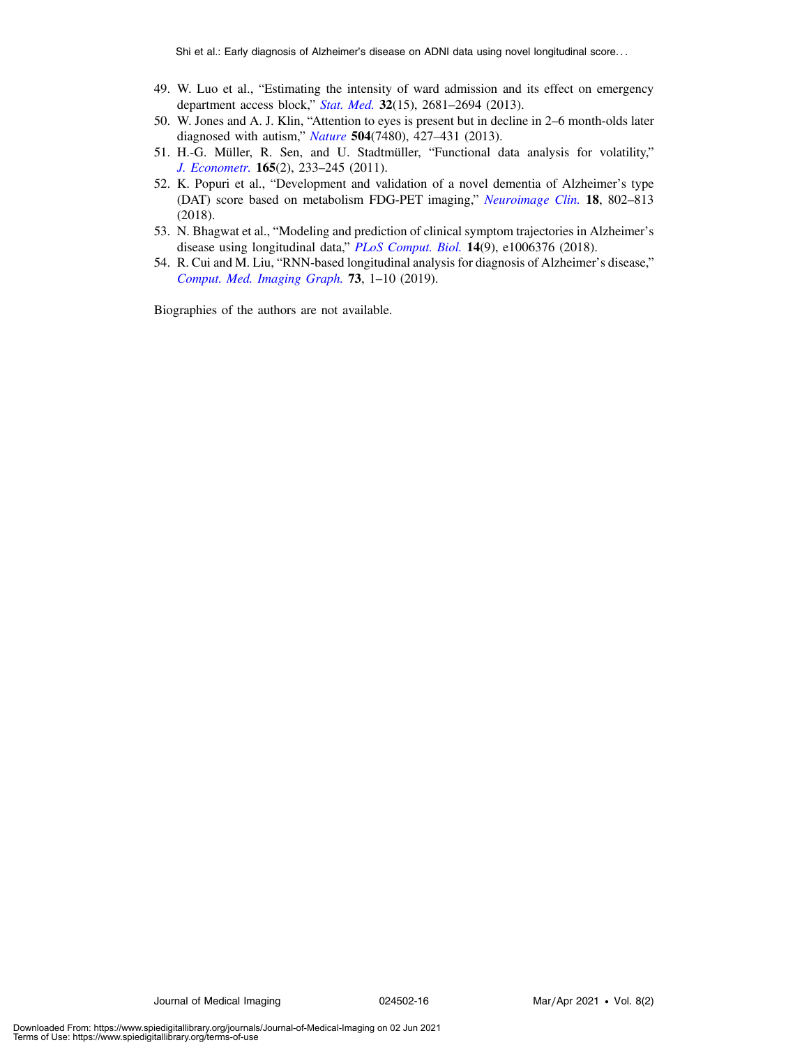49. W. Luo et al., "Estimating the intensity of ward admission and its effect on emergency department access block," *Stat. Med.* **32**(15), 2681–2694 (2013).
50. W. Jones and A. J. Klin, "Attention to eyes is present but in decline in 2–6 month-olds later diagnosed with autism," *Nature* **504**(7480), 427–431 (2013).
51. H.-G. Müller, R. Sen, and U. Stadtmüller, "Functional data analysis for volatility," *J. Econometr.* **165**(2), 233–245 (2011).
52. K. Popuri et al., "Development and validation of a novel dementia of Alzheimer's type (DAT) score based on metabolism FDG-PET imaging," *Neuroimage Clin.* **18**, 802–813 (2018).
53. N. Bhagwat et al., "Modeling and prediction of clinical symptom trajectories in Alzheimer's disease using longitudinal data," *PLoS Comput. Biol.* **14**(9), e1006376 (2018).
54. R. Cui and M. Liu, "RNN-based longitudinal analysis for diagnosis of Alzheimer's disease," *Comput. Med. Imaging Graph.* **73**, 1–10 (2019).

Biographies of the authors are not available.